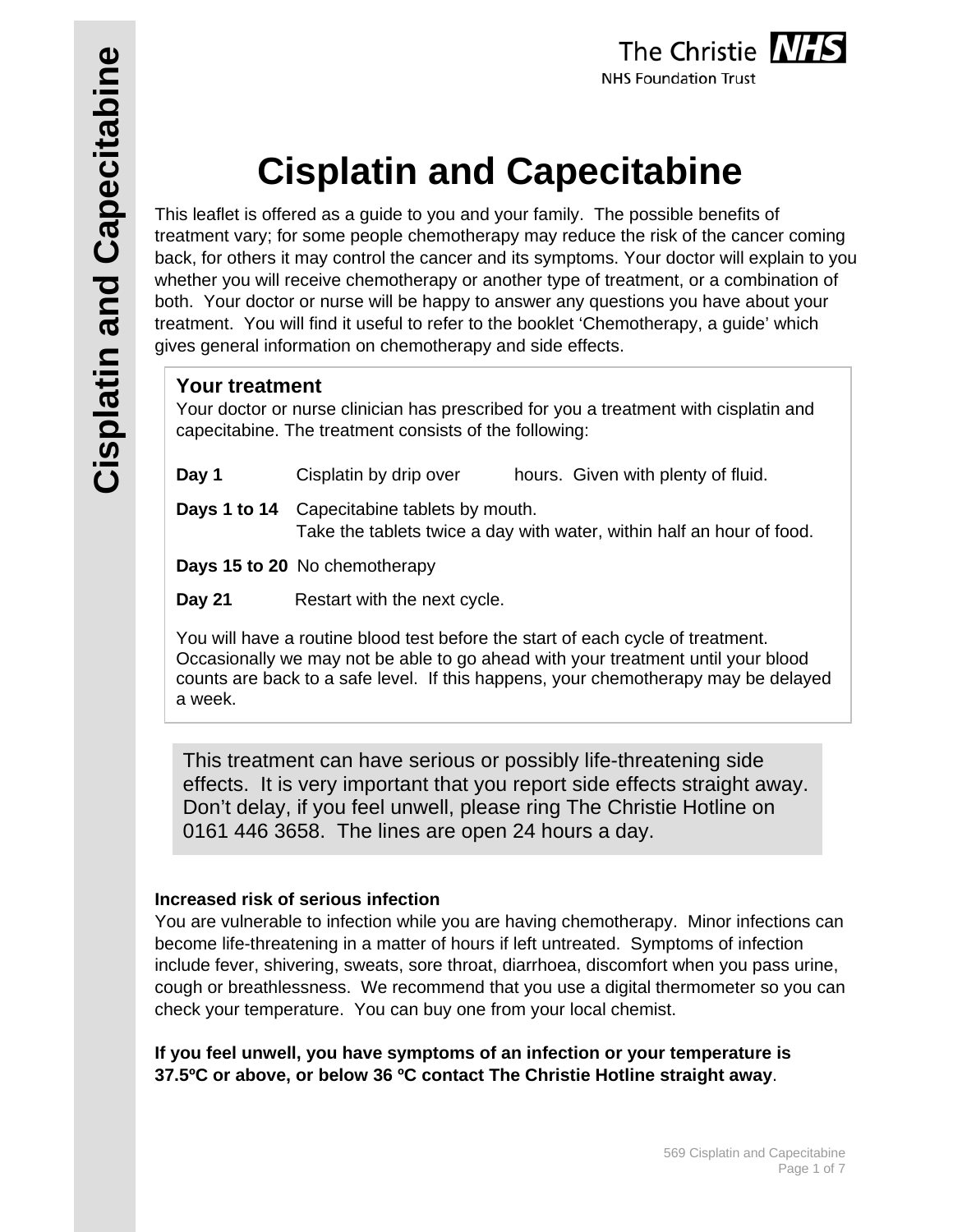# Cisplatin and Capecitabine

This leaflet is offered as a guide to you and your family. The possible benefits of treatment vary; for some people chemotherapy may reduce the risk of the cancer coming back, for others it may control the cancer and its symptoms. Your doctor will explain to you whether you will receive chemotherapy or another type of treatment, or a combination of both. Your doctor or nurse will be happy to answer any questions you have about your treatment. You will find it useful to refer to the booklet 'Chemotherapy, a guide' which gives general information on chemotherapy and side effects.

## Your treatment

Your doctor or nurse clinician has prescribed for you a treatment with cisplatin and capecitabine. The treatment consists of the following:

**Day 1** Cisplatin by drip over hours. Given with plenty of fluid.

**Days 1 to 14** Capecitabine tablets by mouth.
Take the tablets twice a day with water, within half an hour of food.

**Days 15 to 20** No chemotherapy

**Day 21** Restart with the next cycle.

You will have a routine blood test before the start of each cycle of treatment. Occasionally we may not be able to go ahead with your treatment until your blood counts are back to a safe level. If this happens, your chemotherapy may be delayed a week.

This treatment can have serious or possibly life-threatening side effects. It is very important that you report side effects straight away. Don't delay, if you feel unwell, please ring The Christie Hotline on 0161 446 3658. The lines are open 24 hours a day.

**Increased risk of serious infection**

You are vulnerable to infection while you are having chemotherapy. Minor infections can become life-threatening in a matter of hours if left untreated. Symptoms of infection include fever, shivering, sweats, sore throat, diarrhoea, discomfort when you pass urine, cough or breathlessness. We recommend that you use a digital thermometer so you can check your temperature. You can buy one from your local chemist.

**If you feel unwell, you have symptoms of an infection or your temperature is 37.5ºC or above, or below 36 ºC contact The Christie Hotline straight away**.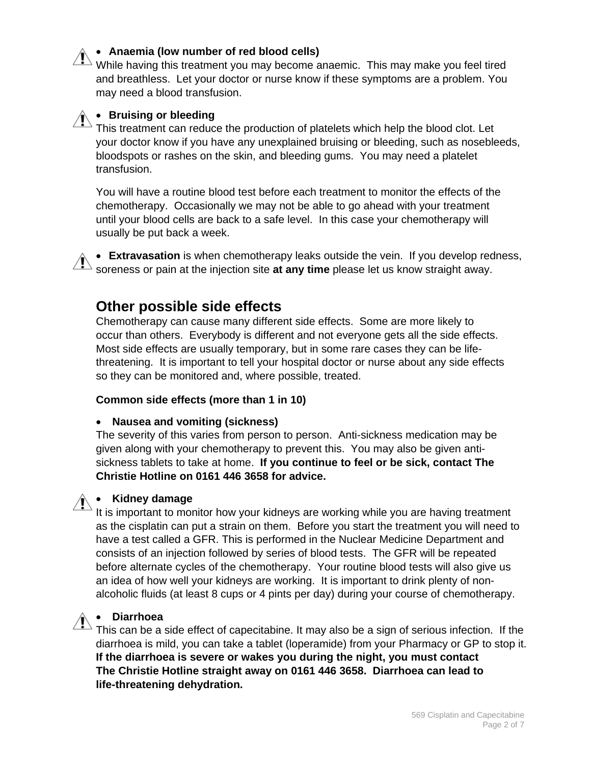- **Anaemia (low number of red blood cells)**

While having this treatment you may become anaemic. This may make you feel tired and breathless. Let your doctor or nurse know if these symptoms are a problem. You may need a blood transfusion.

- **Bruising or bleeding**

This treatment can reduce the production of platelets which help the blood clot. Let your doctor know if you have any unexplained bruising or bleeding, such as nosebleeds, bloodspots or rashes on the skin, and bleeding gums. You may need a platelet transfusion.

You will have a routine blood test before each treatment to monitor the effects of the chemotherapy. Occasionally we may not be able to go ahead with your treatment until your blood cells are back to a safe level. In this case your chemotherapy will usually be put back a week.

- **Extravasation** is when chemotherapy leaks outside the vein. If you develop redness, soreness or pain at the injection site **at any time** please let us know straight away.

## Other possible side effects

Chemotherapy can cause many different side effects. Some are more likely to occur than others. Everybody is different and not everyone gets all the side effects. Most side effects are usually temporary, but in some rare cases they can be life-threatening. It is important to tell your hospital doctor or nurse about any side effects so they can be monitored and, where possible, treated.

**Common side effects (more than 1 in 10)**

- **Nausea and vomiting (sickness)**

The severity of this varies from person to person. Anti-sickness medication may be given along with your chemotherapy to prevent this. You may also be given anti-sickness tablets to take at home. **If you continue to feel or be sick, contact The Christie Hotline on 0161 446 3658 for advice.**

- **Kidney damage**

It is important to monitor how your kidneys are working while you are having treatment as the cisplatin can put a strain on them. Before you start the treatment you will need to have a test called a GFR. This is performed in the Nuclear Medicine Department and consists of an injection followed by series of blood tests. The GFR will be repeated before alternate cycles of the chemotherapy. Your routine blood tests will also give us an idea of how well your kidneys are working. It is important to drink plenty of non-alcoholic fluids (at least 8 cups or 4 pints per day) during your course of chemotherapy.

- **Diarrhoea**

This can be a side effect of capecitabine. It may also be a sign of serious infection. If the diarrhoea is mild, you can take a tablet (loperamide) from your Pharmacy or GP to stop it. **If the diarrhoea is severe or wakes you during the night, you must contact The Christie Hotline straight away on 0161 446 3658. Diarrhoea can lead to life-threatening dehydration.**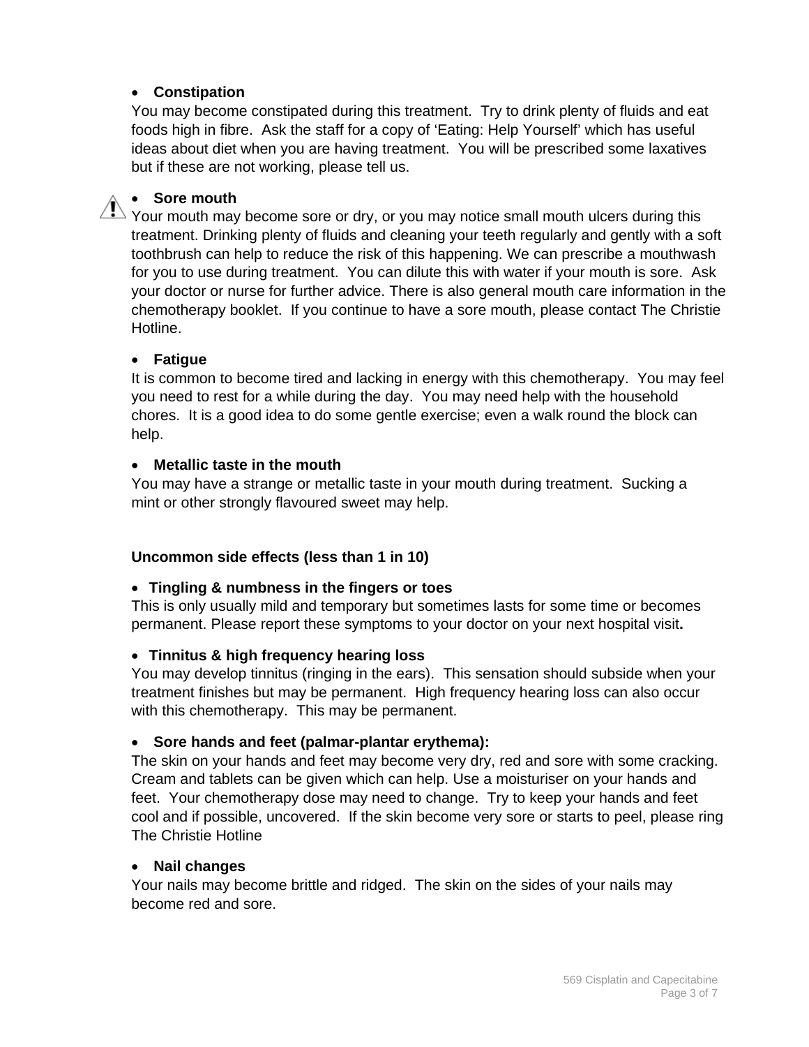- **Constipation**

You may become constipated during this treatment. Try to drink plenty of fluids and eat foods high in fibre. Ask the staff for a copy of 'Eating: Help Yourself' which has useful ideas about diet when you are having treatment. You will be prescribed some laxatives but if these are not working, please tell us.

- **Sore mouth**

Your mouth may become sore or dry, or you may notice small mouth ulcers during this treatment. Drinking plenty of fluids and cleaning your teeth regularly and gently with a soft toothbrush can help to reduce the risk of this happening. We can prescribe a mouthwash for you to use during treatment. You can dilute this with water if your mouth is sore. Ask your doctor or nurse for further advice. There is also general mouth care information in the chemotherapy booklet. If you continue to have a sore mouth, please contact The Christie Hotline.

- **Fatigue**

It is common to become tired and lacking in energy with this chemotherapy. You may feel you need to rest for a while during the day. You may need help with the household chores. It is a good idea to do some gentle exercise; even a walk round the block can help.

- **Metallic taste in the mouth**

You may have a strange or metallic taste in your mouth during treatment. Sucking a mint or other strongly flavoured sweet may help.

**Uncommon side effects (less than 1 in 10)**

- **Tingling & numbness in the fingers or toes**

This is only usually mild and temporary but sometimes lasts for some time or becomes permanent. Please report these symptoms to your doctor on your next hospital visit**.**

- **Tinnitus & high frequency hearing loss**

You may develop tinnitus (ringing in the ears). This sensation should subside when your treatment finishes but may be permanent. High frequency hearing loss can also occur with this chemotherapy. This may be permanent.

- **Sore hands and feet (palmar-plantar erythema):**

The skin on your hands and feet may become very dry, red and sore with some cracking. Cream and tablets can be given which can help. Use a moisturiser on your hands and feet. Your chemotherapy dose may need to change. Try to keep your hands and feet cool and if possible, uncovered. If the skin become very sore or starts to peel, please ring The Christie Hotline

- **Nail changes**

Your nails may become brittle and ridged. The skin on the sides of your nails may become red and sore.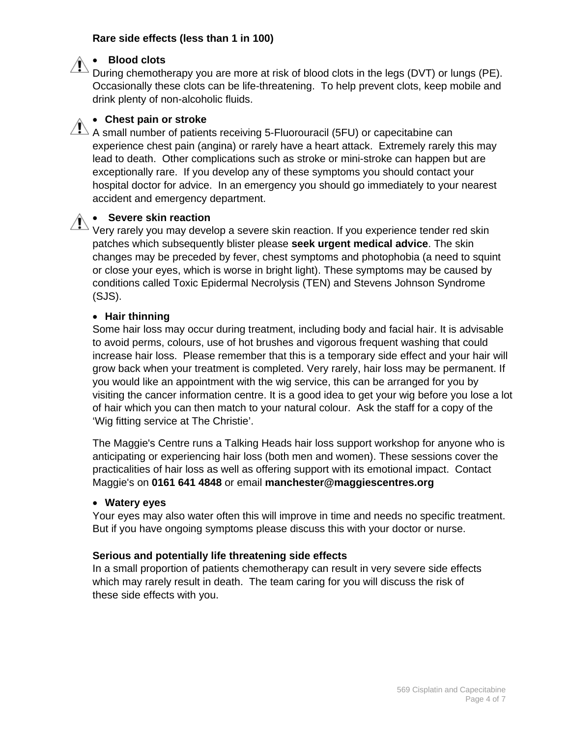**Rare side effects (less than 1 in 100)**

- **Blood clots**

During chemotherapy you are more at risk of blood clots in the legs (DVT) or lungs (PE). Occasionally these clots can be life-threatening. To help prevent clots, keep mobile and drink plenty of non-alcoholic fluids.

- **Chest pain or stroke**

A small number of patients receiving 5-Fluorouracil (5FU) or capecitabine can experience chest pain (angina) or rarely have a heart attack. Extremely rarely this may lead to death. Other complications such as stroke or mini-stroke can happen but are exceptionally rare. If you develop any of these symptoms you should contact your hospital doctor for advice. In an emergency you should go immediately to your nearest accident and emergency department.

- **Severe skin reaction**

Very rarely you may develop a severe skin reaction. If you experience tender red skin patches which subsequently blister please **seek urgent medical advice**. The skin changes may be preceded by fever, chest symptoms and photophobia (a need to squint or close your eyes, which is worse in bright light). These symptoms may be caused by conditions called Toxic Epidermal Necrolysis (TEN) and Stevens Johnson Syndrome (SJS).

- **Hair thinning**

Some hair loss may occur during treatment, including body and facial hair. It is advisable to avoid perms, colours, use of hot brushes and vigorous frequent washing that could increase hair loss. Please remember that this is a temporary side effect and your hair will grow back when your treatment is completed. Very rarely, hair loss may be permanent. If you would like an appointment with the wig service, this can be arranged for you by visiting the cancer information centre. It is a good idea to get your wig before you lose a lot of hair which you can then match to your natural colour. Ask the staff for a copy of the 'Wig fitting service at The Christie'.

The Maggie's Centre runs a Talking Heads hair loss support workshop for anyone who is anticipating or experiencing hair loss (both men and women). These sessions cover the practicalities of hair loss as well as offering support with its emotional impact. Contact Maggie's on **0161 641 4848** or email **manchester@maggiescentres.org**

- **Watery eyes**

Your eyes may also water often this will improve in time and needs no specific treatment. But if you have ongoing symptoms please discuss this with your doctor or nurse.

**Serious and potentially life threatening side effects**

In a small proportion of patients chemotherapy can result in very severe side effects which may rarely result in death. The team caring for you will discuss the risk of these side effects with you.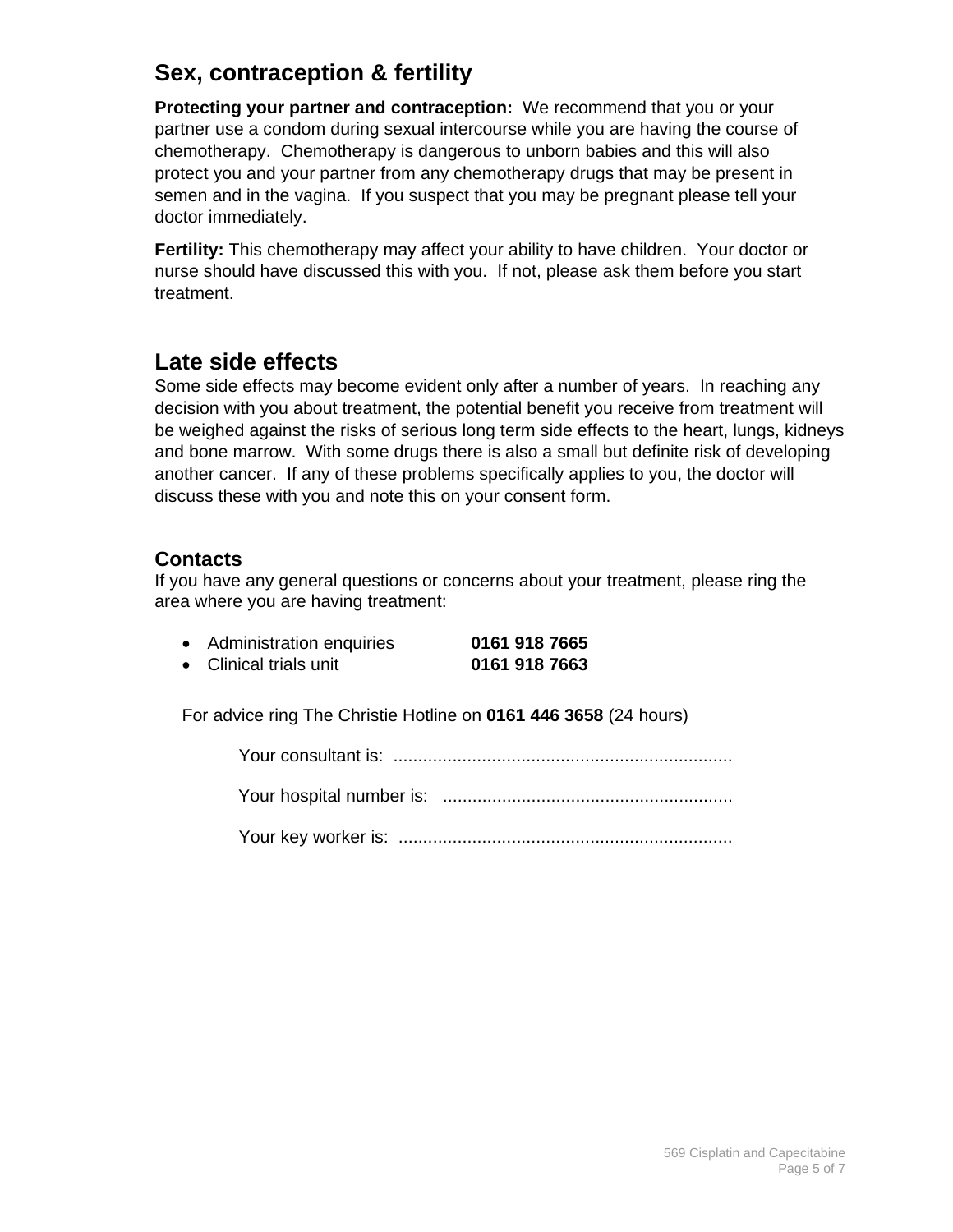## Sex, contraception & fertility

**Protecting your partner and contraception:** We recommend that you or your partner use a condom during sexual intercourse while you are having the course of chemotherapy. Chemotherapy is dangerous to unborn babies and this will also protect you and your partner from any chemotherapy drugs that may be present in semen and in the vagina. If you suspect that you may be pregnant please tell your doctor immediately.

**Fertility:** This chemotherapy may affect your ability to have children. Your doctor or nurse should have discussed this with you. If not, please ask them before you start treatment.

## Late side effects

Some side effects may become evident only after a number of years. In reaching any decision with you about treatment, the potential benefit you receive from treatment will be weighed against the risks of serious long term side effects to the heart, lungs, kidneys and bone marrow. With some drugs there is also a small but definite risk of developing another cancer. If any of these problems specifically applies to you, the doctor will discuss these with you and note this on your consent form.

### Contacts

If you have any general questions or concerns about your treatment, please ring the area where you are having treatment:

- Administration enquiries **0161 918 7665**
- Clinical trials unit **0161 918 7663**

For advice ring The Christie Hotline on **0161 446 3658** (24 hours)

Your consultant is: ....................................................................

Your hospital number is: ..........................................................

Your key worker is: ...................................................................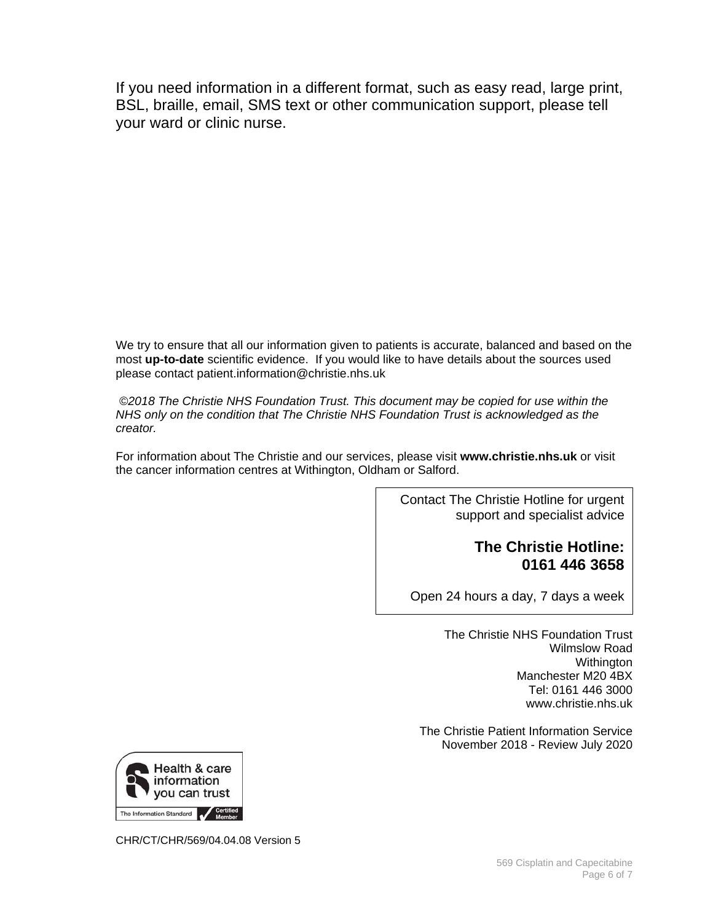If you need information in a different format, such as easy read, large print, BSL, braille, email, SMS text or other communication support, please tell your ward or clinic nurse.

We try to ensure that all our information given to patients is accurate, balanced and based on the most **up-to-date** scientific evidence. If you would like to have details about the sources used please contact patient.information@christie.nhs.uk

*©2018 The Christie NHS Foundation Trust. This document may be copied for use within the NHS only on the condition that The Christie NHS Foundation Trust is acknowledged as the creator.*

For information about The Christie and our services, please visit **www.christie.nhs.uk** or visit the cancer information centres at Withington, Oldham or Salford.

Contact The Christie Hotline for urgent support and specialist advice

**The Christie Hotline: 0161 446 3658**

Open 24 hours a day, 7 days a week

The Christie NHS Foundation Trust
Wilmslow Road
Withington
Manchester M20 4BX
Tel: 0161 446 3000
www.christie.nhs.uk

The Christie Patient Information Service
November 2018 - Review July 2020

Health & care information you can trust
The Information Standard Certified Member

CHR/CT/CHR/569/04.04.08 Version 5